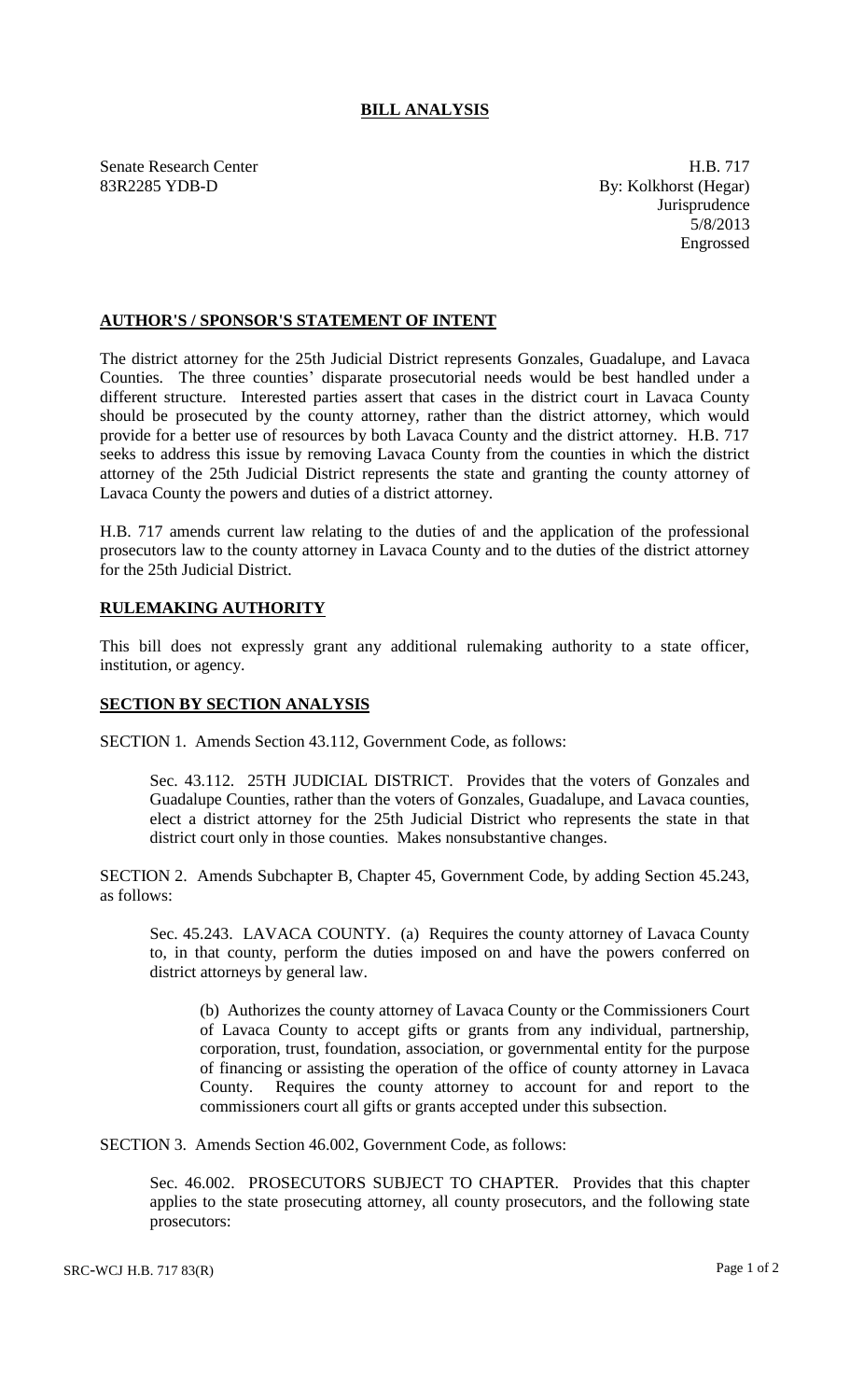# BILL ANALYSIS

Senate Research Center
83R2285 YDB-D

H.B. 717
By: Kolkhorst (Hegar)
Jurisprudence
5/8/2013
Engrossed

## AUTHOR'S / SPONSOR'S STATEMENT OF INTENT

The district attorney for the 25th Judicial District represents Gonzales, Guadalupe, and Lavaca Counties. The three counties' disparate prosecutorial needs would be best handled under a different structure. Interested parties assert that cases in the district court in Lavaca County should be prosecuted by the county attorney, rather than the district attorney, which would provide for a better use of resources by both Lavaca County and the district attorney. H.B. 717 seeks to address this issue by removing Lavaca County from the counties in which the district attorney of the 25th Judicial District represents the state and granting the county attorney of Lavaca County the powers and duties of a district attorney.

H.B. 717 amends current law relating to the duties of and the application of the professional prosecutors law to the county attorney in Lavaca County and to the duties of the district attorney for the 25th Judicial District.

## RULEMAKING AUTHORITY

This bill does not expressly grant any additional rulemaking authority to a state officer, institution, or agency.

## SECTION BY SECTION ANALYSIS

SECTION 1. Amends Section 43.112, Government Code, as follows:

Sec. 43.112. 25TH JUDICIAL DISTRICT. Provides that the voters of Gonzales and Guadalupe Counties, rather than the voters of Gonzales, Guadalupe, and Lavaca counties, elect a district attorney for the 25th Judicial District who represents the state in that district court only in those counties. Makes nonsubstantive changes.

SECTION 2. Amends Subchapter B, Chapter 45, Government Code, by adding Section 45.243, as follows:

Sec. 45.243. LAVACA COUNTY. (a) Requires the county attorney of Lavaca County to, in that county, perform the duties imposed on and have the powers conferred on district attorneys by general law.

(b) Authorizes the county attorney of Lavaca County or the Commissioners Court of Lavaca County to accept gifts or grants from any individual, partnership, corporation, trust, foundation, association, or governmental entity for the purpose of financing or assisting the operation of the office of county attorney in Lavaca County. Requires the county attorney to account for and report to the commissioners court all gifts or grants accepted under this subsection.

SECTION 3. Amends Section 46.002, Government Code, as follows:

Sec. 46.002. PROSECUTORS SUBJECT TO CHAPTER. Provides that this chapter applies to the state prosecuting attorney, all county prosecutors, and the following state prosecutors: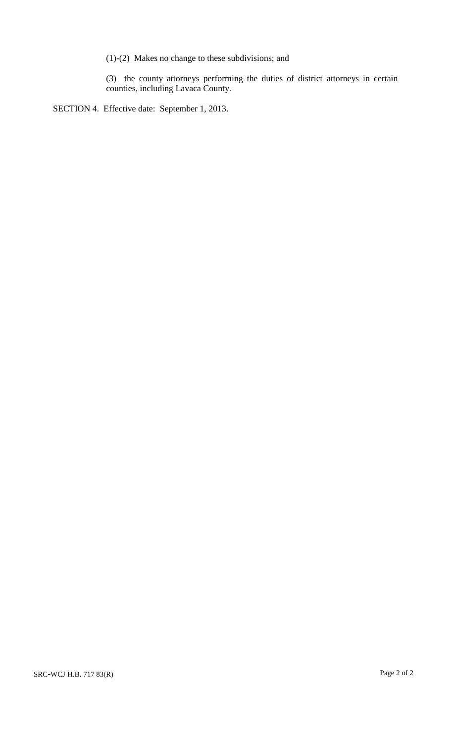(1)-(2) Makes no change to these subdivisions; and

(3) the county attorneys performing the duties of district attorneys in certain counties, including Lavaca County.

SECTION 4. Effective date: September 1, 2013.